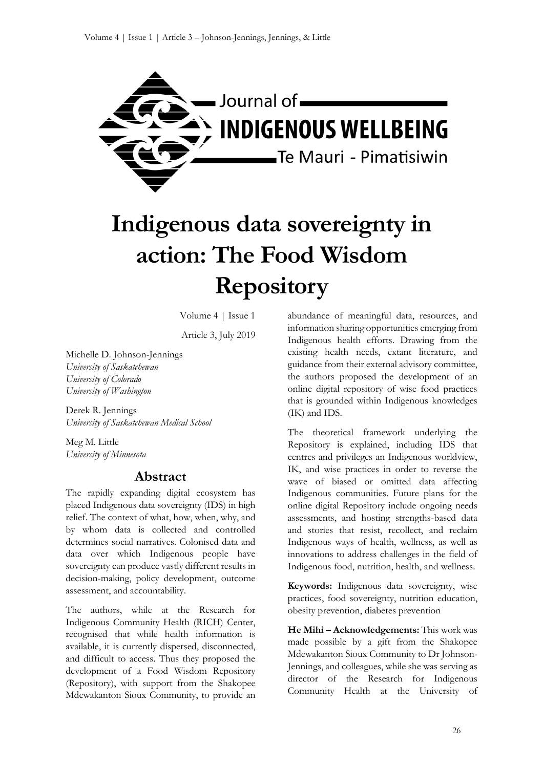# Indigenous data sovereignty in action: The Food Wisdom Repository

Volume 4 | Issue 1

Article 3, July 2019

Michelle D. Johnson-Jennings
*University of Saskatchewan*
*University of Colorado*
*University of Washington*

Derek R. Jennings
*University of Saskatchewan Medical School*

Meg M. Little
*University of Minnesota*

## Abstract

The rapidly expanding digital ecosystem has placed Indigenous data sovereignty (IDS) in high relief. The context of what, how, when, why, and by whom data is collected and controlled determines social narratives. Colonised data and data over which Indigenous people have sovereignty can produce vastly different results in decision-making, policy development, outcome assessment, and accountability.

The authors, while at the Research for Indigenous Community Health (RICH) Center, recognised that while health information is available, it is currently dispersed, disconnected, and difficult to access. Thus they proposed the development of a Food Wisdom Repository (Repository), with support from the Shakopee Mdewakanton Sioux Community, to provide an abundance of meaningful data, resources, and information sharing opportunities emerging from Indigenous health efforts. Drawing from the existing health needs, extant literature, and guidance from their external advisory committee, the authors proposed the development of an online digital repository of wise food practices that is grounded within Indigenous knowledges (IK) and IDS.

The theoretical framework underlying the Repository is explained, including IDS that centres and privileges an Indigenous worldview, IK, and wise practices in order to reverse the wave of biased or omitted data affecting Indigenous communities. Future plans for the online digital Repository include ongoing needs assessments, and hosting strengths-based data and stories that resist, recollect, and reclaim Indigenous ways of health, wellness, as well as innovations to address challenges in the field of Indigenous food, nutrition, health, and wellness.

**Keywords:** Indigenous data sovereignty, wise practices, food sovereignty, nutrition education, obesity prevention, diabetes prevention

**He Mihi – Acknowledgements:** This work was made possible by a gift from the Shakopee Mdewakanton Sioux Community to Dr Johnson-Jennings, and colleagues, while she was serving as director of the Research for Indigenous Community Health at the University of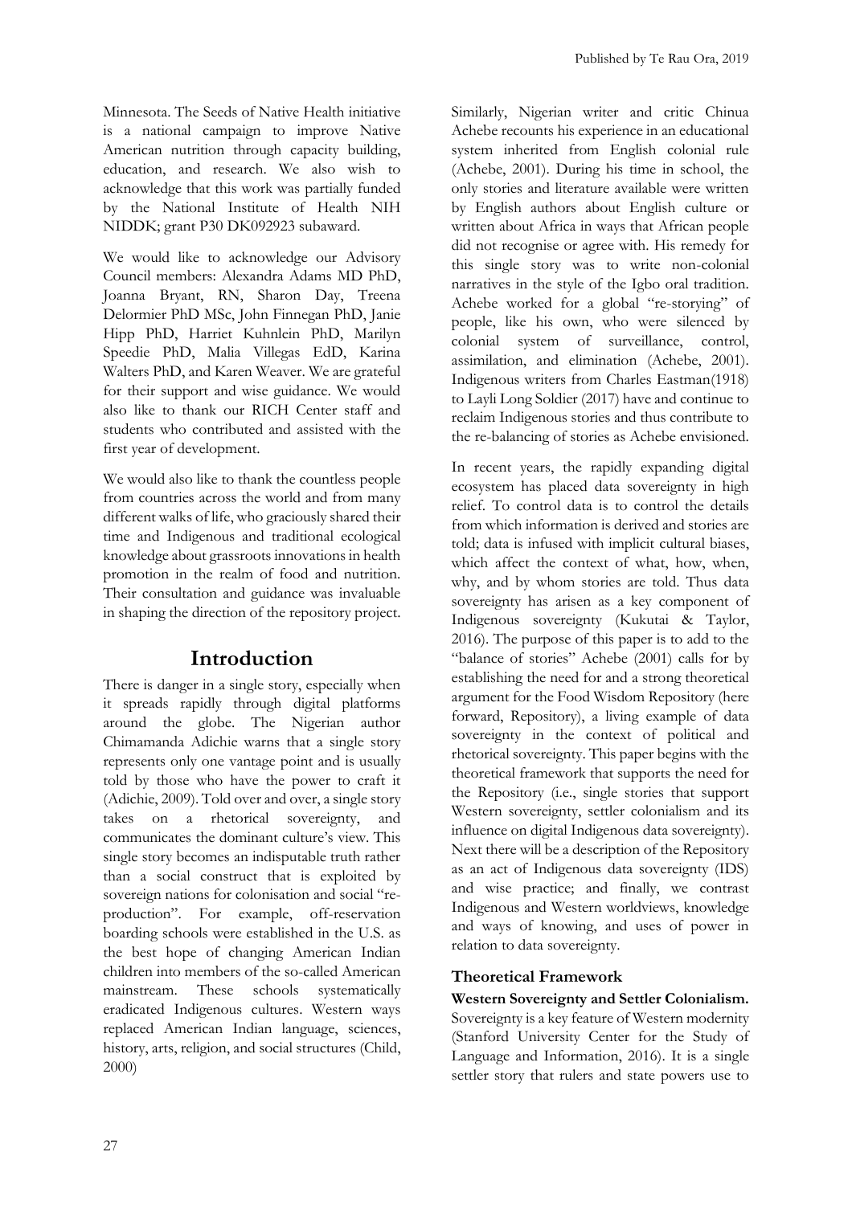Minnesota. The Seeds of Native Health initiative is a national campaign to improve Native American nutrition through capacity building, education, and research. We also wish to acknowledge that this work was partially funded by the National Institute of Health NIH NIDDK; grant P30 DK092923 subaward.

We would like to acknowledge our Advisory Council members: Alexandra Adams MD PhD, Joanna Bryant, RN, Sharon Day, Treena Delormier PhD MSc, John Finnegan PhD, Janie Hipp PhD, Harriet Kuhnlein PhD, Marilyn Speedie PhD, Malia Villegas EdD, Karina Walters PhD, and Karen Weaver. We are grateful for their support and wise guidance. We would also like to thank our RICH Center staff and students who contributed and assisted with the first year of development.

We would also like to thank the countless people from countries across the world and from many different walks of life, who graciously shared their time and Indigenous and traditional ecological knowledge about grassroots innovations in health promotion in the realm of food and nutrition. Their consultation and guidance was invaluable in shaping the direction of the repository project.

# Introduction

There is danger in a single story, especially when it spreads rapidly through digital platforms around the globe. The Nigerian author Chimamanda Adichie warns that a single story represents only one vantage point and is usually told by those who have the power to craft it (Adichie, 2009). Told over and over, a single story takes on a rhetorical sovereignty, and communicates the dominant culture's view. This single story becomes an indisputable truth rather than a social construct that is exploited by sovereign nations for colonisation and social "re-production". For example, off-reservation boarding schools were established in the U.S. as the best hope of changing American Indian children into members of the so-called American mainstream. These schools systematically eradicated Indigenous cultures. Western ways replaced American Indian language, sciences, history, arts, religion, and social structures (Child, 2000)

Similarly, Nigerian writer and critic Chinua Achebe recounts his experience in an educational system inherited from English colonial rule (Achebe, 2001). During his time in school, the only stories and literature available were written by English authors about English culture or written about Africa in ways that African people did not recognise or agree with. His remedy for this single story was to write non-colonial narratives in the style of the Igbo oral tradition. Achebe worked for a global "re-storying" of people, like his own, who were silenced by colonial system of surveillance, control, assimilation, and elimination (Achebe, 2001). Indigenous writers from Charles Eastman(1918) to Layli Long Soldier (2017) have and continue to reclaim Indigenous stories and thus contribute to the re-balancing of stories as Achebe envisioned.

In recent years, the rapidly expanding digital ecosystem has placed data sovereignty in high relief. To control data is to control the details from which information is derived and stories are told; data is infused with implicit cultural biases, which affect the context of what, how, when, why, and by whom stories are told. Thus data sovereignty has arisen as a key component of Indigenous sovereignty (Kukutai & Taylor, 2016). The purpose of this paper is to add to the "balance of stories" Achebe (2001) calls for by establishing the need for and a strong theoretical argument for the Food Wisdom Repository (here forward, Repository), a living example of data sovereignty in the context of political and rhetorical sovereignty. This paper begins with the theoretical framework that supports the need for the Repository (i.e., single stories that support Western sovereignty, settler colonialism and its influence on digital Indigenous data sovereignty). Next there will be a description of the Repository as an act of Indigenous data sovereignty (IDS) and wise practice; and finally, we contrast Indigenous and Western worldviews, knowledge and ways of knowing, and uses of power in relation to data sovereignty.

### Theoretical Framework

**Western Sovereignty and Settler Colonialism.** Sovereignty is a key feature of Western modernity (Stanford University Center for the Study of Language and Information, 2016). It is a single settler story that rulers and state powers use to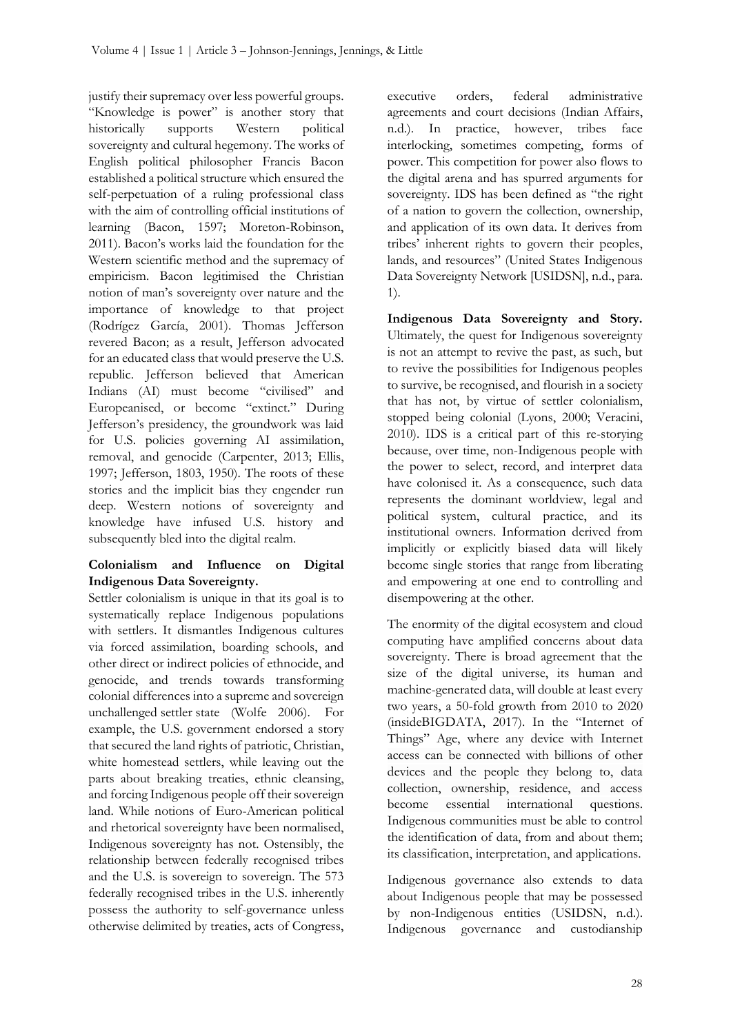justify their supremacy over less powerful groups. "Knowledge is power" is another story that historically supports Western political sovereignty and cultural hegemony. The works of English political philosopher Francis Bacon established a political structure which ensured the self-perpetuation of a ruling professional class with the aim of controlling official institutions of learning (Bacon, 1597; Moreton-Robinson, 2011). Bacon's works laid the foundation for the Western scientific method and the supremacy of empiricism. Bacon legitimised the Christian notion of man's sovereignty over nature and the importance of knowledge to that project (Rodrígez García, 2001). Thomas Jefferson revered Bacon; as a result, Jefferson advocated for an educated class that would preserve the U.S. republic. Jefferson believed that American Indians (AI) must become "civilised" and Europeanised, or become "extinct." During Jefferson's presidency, the groundwork was laid for U.S. policies governing AI assimilation, removal, and genocide (Carpenter, 2013; Ellis, 1997; Jefferson, 1803, 1950). The roots of these stories and the implicit bias they engender run deep. Western notions of sovereignty and knowledge have infused U.S. history and subsequently bled into the digital realm.

**Colonialism and Influence on Digital Indigenous Data Sovereignty.**

Settler colonialism is unique in that its goal is to systematically replace Indigenous populations with settlers. It dismantles Indigenous cultures via forced assimilation, boarding schools, and other direct or indirect policies of ethnocide, and genocide, and trends towards transforming colonial differences into a supreme and sovereign unchallenged settler state (Wolfe 2006). For example, the U.S. government endorsed a story that secured the land rights of patriotic, Christian, white homestead settlers, while leaving out the parts about breaking treaties, ethnic cleansing, and forcing Indigenous people off their sovereign land. While notions of Euro-American political and rhetorical sovereignty have been normalised, Indigenous sovereignty has not. Ostensibly, the relationship between federally recognised tribes and the U.S. is sovereign to sovereign. The 573 federally recognised tribes in the U.S. inherently possess the authority to self-governance unless otherwise delimited by treaties, acts of Congress, executive orders, federal administrative agreements and court decisions (Indian Affairs, n.d.). In practice, however, tribes face interlocking, sometimes competing, forms of power. This competition for power also flows to the digital arena and has spurred arguments for sovereignty. IDS has been defined as "the right of a nation to govern the collection, ownership, and application of its own data. It derives from tribes' inherent rights to govern their peoples, lands, and resources" (United States Indigenous Data Sovereignty Network [USIDSN], n.d., para. 1).

**Indigenous Data Sovereignty and Story.** Ultimately, the quest for Indigenous sovereignty is not an attempt to revive the past, as such, but to revive the possibilities for Indigenous peoples to survive, be recognised, and flourish in a society that has not, by virtue of settler colonialism, stopped being colonial (Lyons, 2000; Veracini, 2010). IDS is a critical part of this re-storying because, over time, non-Indigenous people with the power to select, record, and interpret data have colonised it. As a consequence, such data represents the dominant worldview, legal and political system, cultural practice, and its institutional owners. Information derived from implicitly or explicitly biased data will likely become single stories that range from liberating and empowering at one end to controlling and disempowering at the other.

The enormity of the digital ecosystem and cloud computing have amplified concerns about data sovereignty. There is broad agreement that the size of the digital universe, its human and machine-generated data, will double at least every two years, a 50-fold growth from 2010 to 2020 (insideBIGDATA, 2017). In the "Internet of Things" Age, where any device with Internet access can be connected with billions of other devices and the people they belong to, data collection, ownership, residence, and access become essential international questions. Indigenous communities must be able to control the identification of data, from and about them; its classification, interpretation, and applications.

Indigenous governance also extends to data about Indigenous people that may be possessed by non-Indigenous entities (USIDSN, n.d.). Indigenous governance and custodianship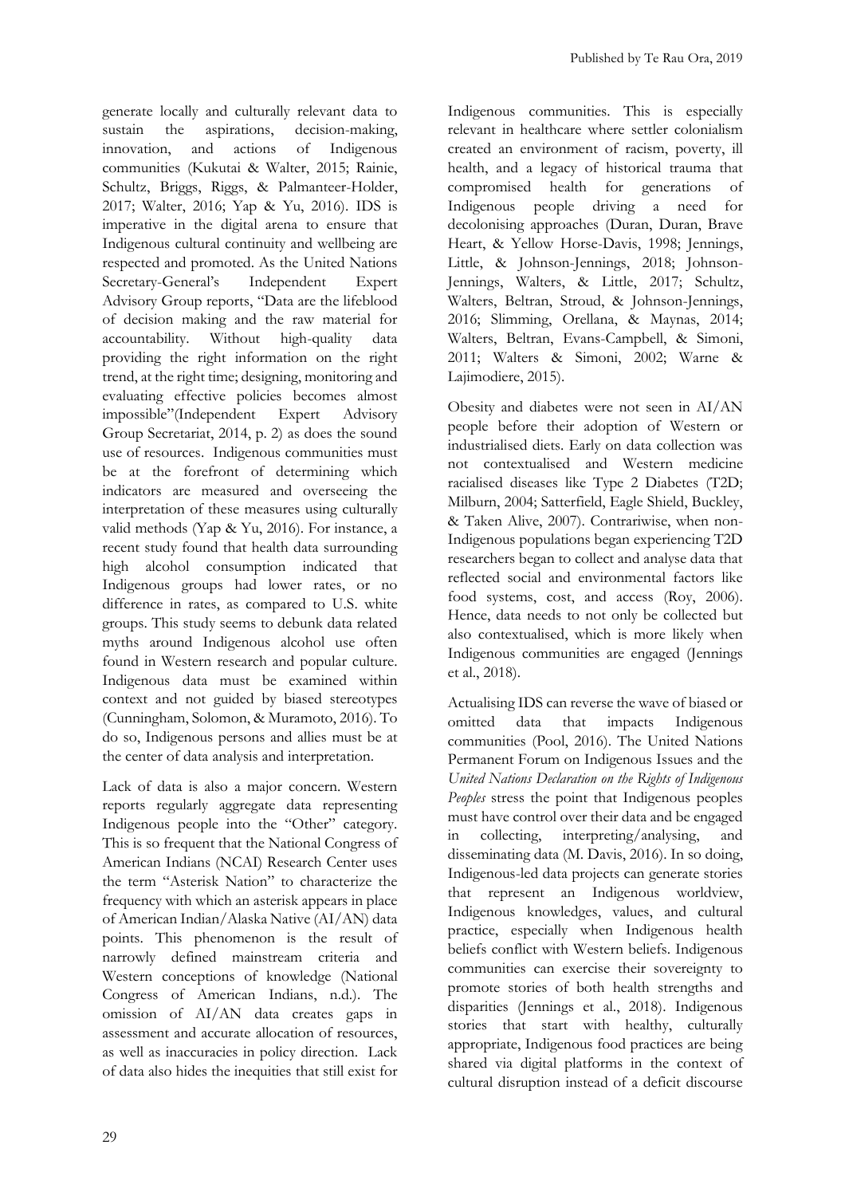generate locally and culturally relevant data to sustain the aspirations, decision-making, innovation, and actions of Indigenous communities (Kukutai & Walter, 2015; Rainie, Schultz, Briggs, Riggs, & Palmanteer-Holder, 2017; Walter, 2016; Yap & Yu, 2016). IDS is imperative in the digital arena to ensure that Indigenous cultural continuity and wellbeing are respected and promoted. As the United Nations Secretary-General's Independent Expert Advisory Group reports, "Data are the lifeblood of decision making and the raw material for accountability. Without high-quality data providing the right information on the right trend, at the right time; designing, monitoring and evaluating effective policies becomes almost impossible"(Independent Expert Advisory Group Secretariat, 2014, p. 2) as does the sound use of resources. Indigenous communities must be at the forefront of determining which indicators are measured and overseeing the interpretation of these measures using culturally valid methods (Yap & Yu, 2016). For instance, a recent study found that health data surrounding high alcohol consumption indicated that Indigenous groups had lower rates, or no difference in rates, as compared to U.S. white groups. This study seems to debunk data related myths around Indigenous alcohol use often found in Western research and popular culture. Indigenous data must be examined within context and not guided by biased stereotypes (Cunningham, Solomon, & Muramoto, 2016). To do so, Indigenous persons and allies must be at the center of data analysis and interpretation.

Lack of data is also a major concern. Western reports regularly aggregate data representing Indigenous people into the "Other" category. This is so frequent that the National Congress of American Indians (NCAI) Research Center uses the term "Asterisk Nation" to characterize the frequency with which an asterisk appears in place of American Indian/Alaska Native (AI/AN) data points. This phenomenon is the result of narrowly defined mainstream criteria and Western conceptions of knowledge (National Congress of American Indians, n.d.). The omission of AI/AN data creates gaps in assessment and accurate allocation of resources, as well as inaccuracies in policy direction. Lack of data also hides the inequities that still exist for Indigenous communities. This is especially relevant in healthcare where settler colonialism created an environment of racism, poverty, ill health, and a legacy of historical trauma that compromised health for generations of Indigenous people driving a need for decolonising approaches (Duran, Duran, Brave Heart, & Yellow Horse-Davis, 1998; Jennings, Little, & Johnson-Jennings, 2018; Johnson-Jennings, Walters, & Little, 2017; Schultz, Walters, Beltran, Stroud, & Johnson-Jennings, 2016; Slimming, Orellana, & Maynas, 2014; Walters, Beltran, Evans-Campbell, & Simoni, 2011; Walters & Simoni, 2002; Warne & Lajimodiere, 2015).

Obesity and diabetes were not seen in AI/AN people before their adoption of Western or industrialised diets. Early on data collection was not contextualised and Western medicine racialised diseases like Type 2 Diabetes (T2D; Milburn, 2004; Satterfield, Eagle Shield, Buckley, & Taken Alive, 2007). Contrariwise, when non-Indigenous populations began experiencing T2D researchers began to collect and analyse data that reflected social and environmental factors like food systems, cost, and access (Roy, 2006). Hence, data needs to not only be collected but also contextualised, which is more likely when Indigenous communities are engaged (Jennings et al., 2018).

Actualising IDS can reverse the wave of biased or omitted data that impacts Indigenous communities (Pool, 2016). The United Nations Permanent Forum on Indigenous Issues and the *United Nations Declaration on the Rights of Indigenous Peoples* stress the point that Indigenous peoples must have control over their data and be engaged in collecting, interpreting/analysing, and disseminating data (M. Davis, 2016). In so doing, Indigenous-led data projects can generate stories that represent an Indigenous worldview, Indigenous knowledges, values, and cultural practice, especially when Indigenous health beliefs conflict with Western beliefs. Indigenous communities can exercise their sovereignty to promote stories of both health strengths and disparities (Jennings et al., 2018). Indigenous stories that start with healthy, culturally appropriate, Indigenous food practices are being shared via digital platforms in the context of cultural disruption instead of a deficit discourse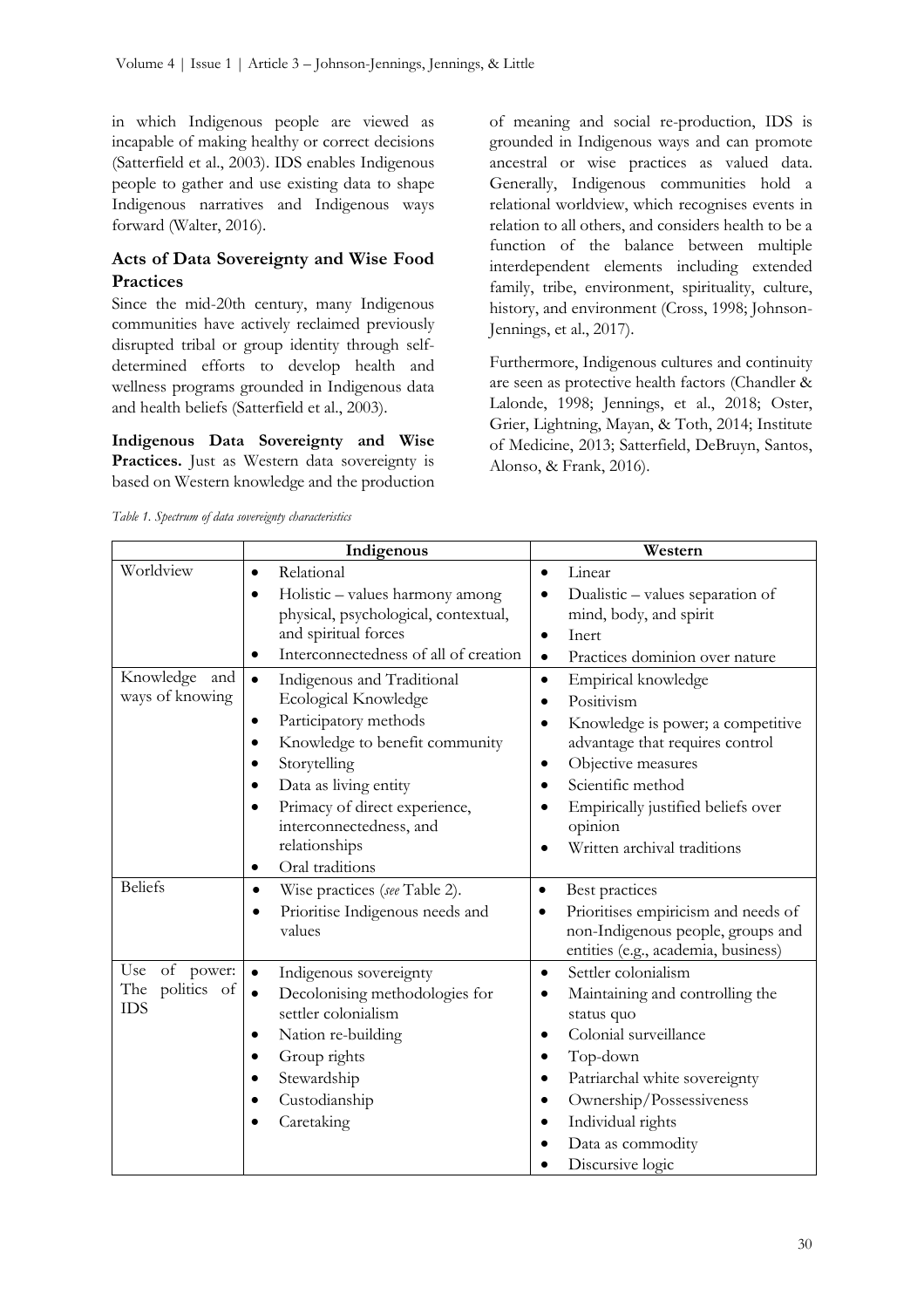in which Indigenous people are viewed as incapable of making healthy or correct decisions (Satterfield et al., 2003). IDS enables Indigenous people to gather and use existing data to shape Indigenous narratives and Indigenous ways forward (Walter, 2016).

### Acts of Data Sovereignty and Wise Food Practices

Since the mid-20th century, many Indigenous communities have actively reclaimed previously disrupted tribal or group identity through self-determined efforts to develop health and wellness programs grounded in Indigenous data and health beliefs (Satterfield et al., 2003).

**Indigenous Data Sovereignty and Wise Practices.** Just as Western data sovereignty is based on Western knowledge and the production of meaning and social re-production, IDS is grounded in Indigenous ways and can promote ancestral or wise practices as valued data. Generally, Indigenous communities hold a relational worldview, which recognises events in relation to all others, and considers health to be a function of the balance between multiple interdependent elements including extended family, tribe, environment, spirituality, culture, history, and environment (Cross, 1998; Johnson-Jennings, et al., 2017).

Furthermore, Indigenous cultures and continuity are seen as protective health factors (Chandler & Lalonde, 1998; Jennings, et al., 2018; Oster, Grier, Lightning, Mayan, & Toth, 2014; Institute of Medicine, 2013; Satterfield, DeBruyn, Santos, Alonso, & Frank, 2016).

*Table 1. Spectrum of data sovereignty characteristics*

| | Indigenous | Western |
|---|---|---|
| Worldview | • Relational<br>• Holistic – values harmony among physical, psychological, contextual, and spiritual forces<br>• Interconnectedness of all of creation | • Linear<br>• Dualistic – values separation of mind, body, and spirit<br>• Inert<br>• Practices dominion over nature |
| Knowledge and ways of knowing | • Indigenous and Traditional Ecological Knowledge<br>• Participatory methods<br>• Knowledge to benefit community<br>• Storytelling<br>• Data as living entity<br>• Primacy of direct experience, interconnectedness, and relationships<br>• Oral traditions | • Empirical knowledge<br>• Positivism<br>• Knowledge is power; a competitive advantage that requires control<br>• Objective measures<br>• Scientific method<br>• Empirically justified beliefs over opinion<br>• Written archival traditions |
| Beliefs | • Wise practices (*see* Table 2).<br>• Prioritise Indigenous needs and values | • Best practices<br>• Prioritises empiricism and needs of non-Indigenous people, groups and entities (e.g., academia, business) |
| Use of power: The politics of IDS | • Indigenous sovereignty<br>• Decolonising methodologies for settler colonialism<br>• Nation re-building<br>• Group rights<br>• Stewardship<br>• Custodianship<br>• Caretaking | • Settler colonialism<br>• Maintaining and controlling the status quo<br>• Colonial surveillance<br>• Top-down<br>• Patriarchal white sovereignty<br>• Ownership/Possessiveness<br>• Individual rights<br>• Data as commodity<br>• Discursive logic |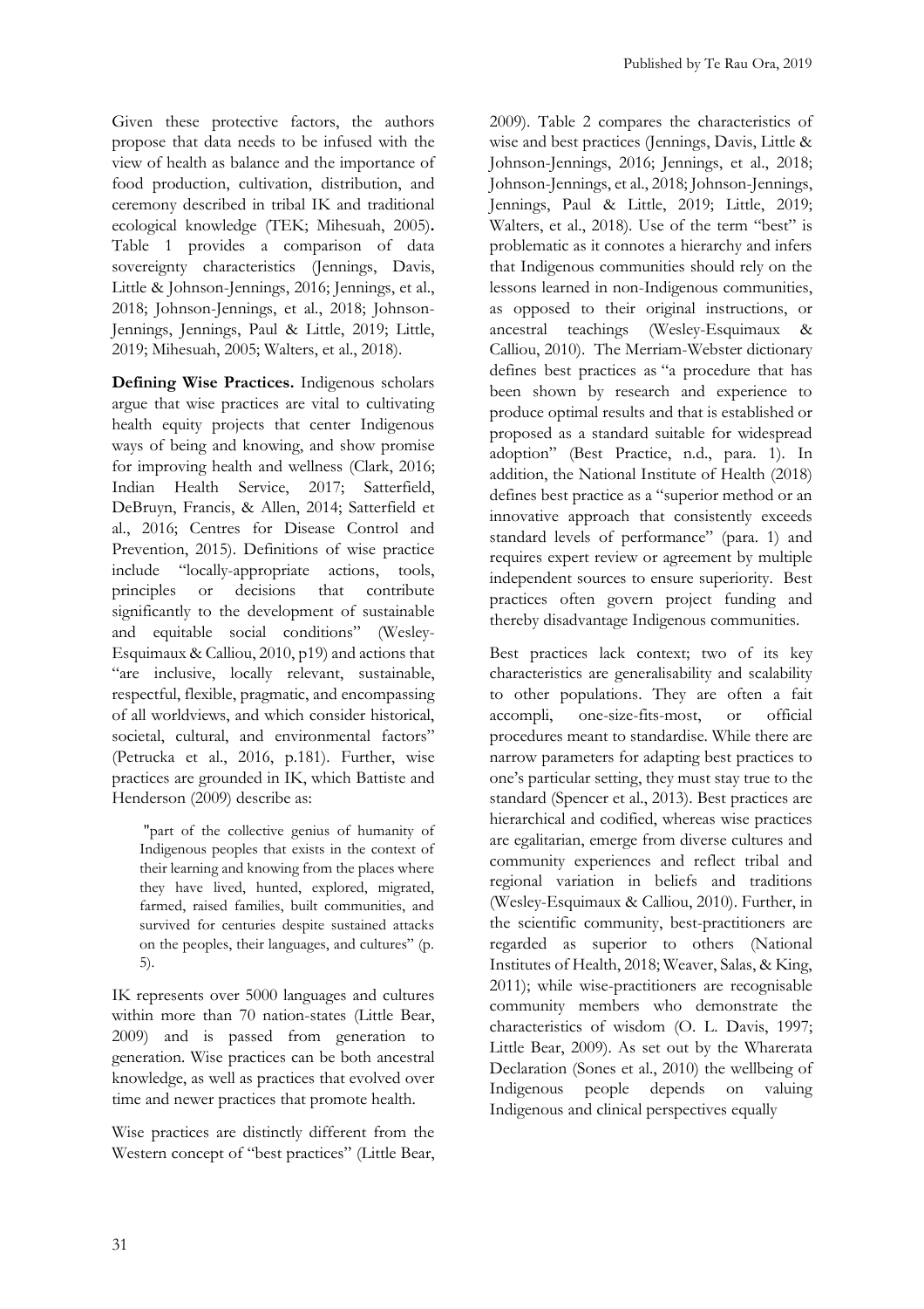Given these protective factors, the authors propose that data needs to be infused with the view of health as balance and the importance of food production, cultivation, distribution, and ceremony described in tribal IK and traditional ecological knowledge (TEK; Mihesuah, 2005)**.** Table 1 provides a comparison of data sovereignty characteristics (Jennings, Davis, Little & Johnson-Jennings, 2016; Jennings, et al., 2018; Johnson-Jennings, et al., 2018; Johnson-Jennings, Jennings, Paul & Little, 2019; Little, 2019; Mihesuah, 2005; Walters, et al., 2018).

**Defining Wise Practices.** Indigenous scholars argue that wise practices are vital to cultivating health equity projects that center Indigenous ways of being and knowing, and show promise for improving health and wellness (Clark, 2016; Indian Health Service, 2017; Satterfield, DeBruyn, Francis, & Allen, 2014; Satterfield et al., 2016; Centres for Disease Control and Prevention, 2015). Definitions of wise practice include "locally-appropriate actions, tools, principles or decisions that contribute significantly to the development of sustainable and equitable social conditions" (Wesley-Esquimaux & Calliou, 2010, p19) and actions that "are inclusive, locally relevant, sustainable, respectful, flexible, pragmatic, and encompassing of all worldviews, and which consider historical, societal, cultural, and environmental factors" (Petrucka et al., 2016, p.181). Further, wise practices are grounded in IK, which Battiste and Henderson (2009) describe as:

> "part of the collective genius of humanity of Indigenous peoples that exists in the context of their learning and knowing from the places where they have lived, hunted, explored, migrated, farmed, raised families, built communities, and survived for centuries despite sustained attacks on the peoples, their languages, and cultures" (p. 5).

IK represents over 5000 languages and cultures within more than 70 nation-states (Little Bear, 2009) and is passed from generation to generation. Wise practices can be both ancestral knowledge, as well as practices that evolved over time and newer practices that promote health.

Wise practices are distinctly different from the Western concept of "best practices" (Little Bear, 2009). Table 2 compares the characteristics of wise and best practices (Jennings, Davis, Little & Johnson-Jennings, 2016; Jennings, et al., 2018; Johnson-Jennings, et al., 2018; Johnson-Jennings, Jennings, Paul & Little, 2019; Little, 2019; Walters, et al., 2018). Use of the term "best" is problematic as it connotes a hierarchy and infers that Indigenous communities should rely on the lessons learned in non-Indigenous communities, as opposed to their original instructions, or ancestral teachings (Wesley-Esquimaux & Calliou, 2010). The Merriam-Webster dictionary defines best practices as "a procedure that has been shown by research and experience to produce optimal results and that is established or proposed as a standard suitable for widespread adoption" (Best Practice, n.d., para. 1). In addition, the National Institute of Health (2018) defines best practice as a "superior method or an innovative approach that consistently exceeds standard levels of performance" (para. 1) and requires expert review or agreement by multiple independent sources to ensure superiority. Best practices often govern project funding and thereby disadvantage Indigenous communities.

Best practices lack context; two of its key characteristics are generalisability and scalability to other populations. They are often a fait accompli, one-size-fits-most, or official procedures meant to standardise. While there are narrow parameters for adapting best practices to one's particular setting, they must stay true to the standard (Spencer et al., 2013). Best practices are hierarchical and codified, whereas wise practices are egalitarian, emerge from diverse cultures and community experiences and reflect tribal and regional variation in beliefs and traditions (Wesley-Esquimaux & Calliou, 2010). Further, in the scientific community, best-practitioners are regarded as superior to others (National Institutes of Health, 2018; Weaver, Salas, & King, 2011); while wise-practitioners are recognisable community members who demonstrate the characteristics of wisdom (O. L. Davis, 1997; Little Bear, 2009). As set out by the Wharerata Declaration (Sones et al., 2010) the wellbeing of Indigenous people depends on valuing Indigenous and clinical perspectives equally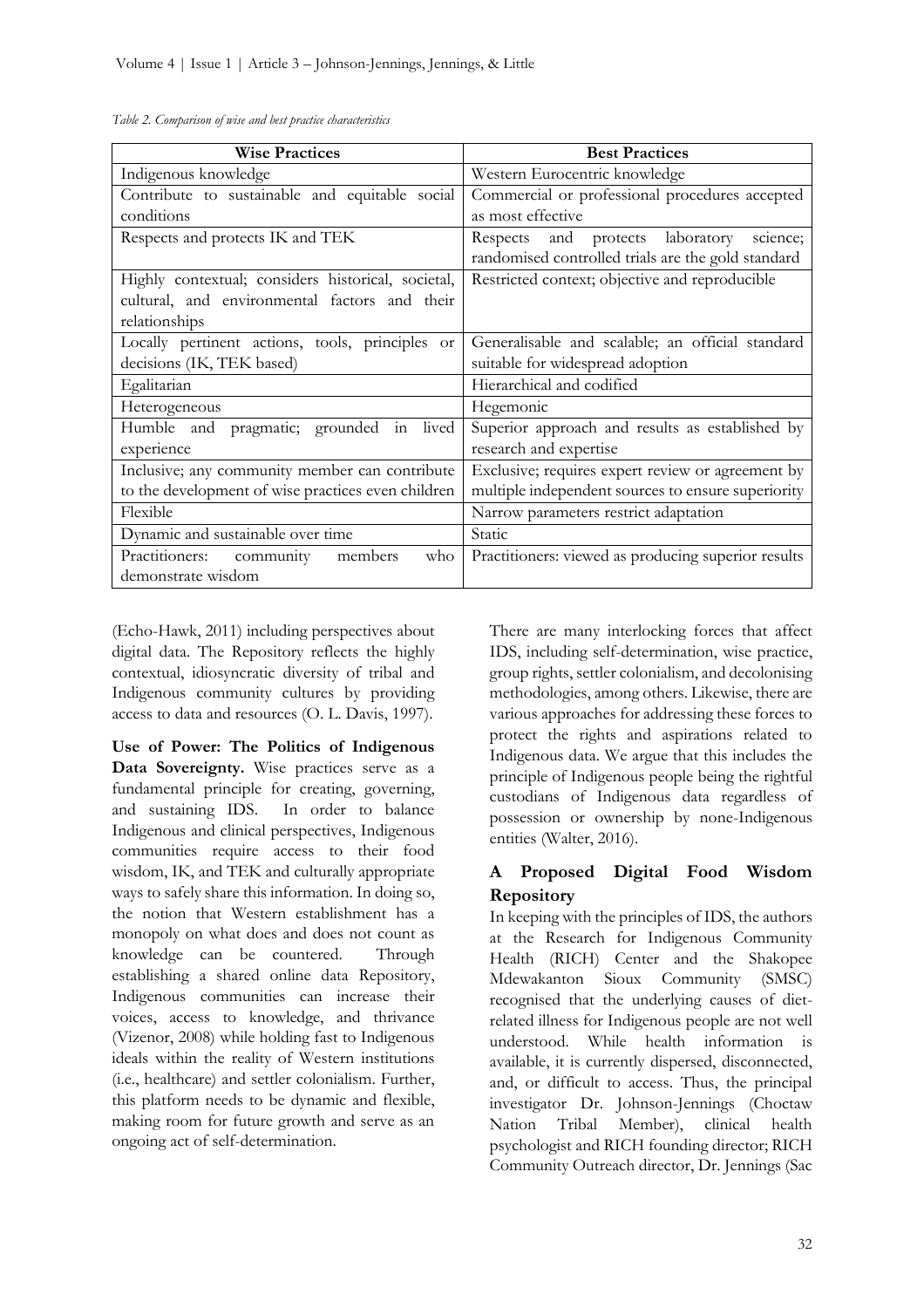*Table 2. Comparison of wise and best practice characteristics*

| Wise Practices | Best Practices |
| --- | --- |
| Indigenous knowledge | Western Eurocentric knowledge |
| Contribute to sustainable and equitable social conditions | Commercial or professional procedures accepted as most effective |
| Respects and protects IK and TEK | Respects and protects laboratory science; randomised controlled trials are the gold standard |
| Highly contextual; considers historical, societal, cultural, and environmental factors and their relationships | Restricted context; objective and reproducible |
| Locally pertinent actions, tools, principles or decisions (IK, TEK based) | Generalisable and scalable; an official standard suitable for widespread adoption |
| Egalitarian | Hierarchical and codified |
| Heterogeneous | Hegemonic |
| Humble and pragmatic; grounded in lived experience | Superior approach and results as established by research and expertise |
| Inclusive; any community member can contribute to the development of wise practices even children | Exclusive; requires expert review or agreement by multiple independent sources to ensure superiority |
| Flexible | Narrow parameters restrict adaptation |
| Dynamic and sustainable over time | Static |
| Practitioners: community members who demonstrate wisdom | Practitioners: viewed as producing superior results |

(Echo-Hawk, 2011) including perspectives about digital data. The Repository reflects the highly contextual, idiosyncratic diversity of tribal and Indigenous community cultures by providing access to data and resources (O. L. Davis, 1997).

**Use of Power: The Politics of Indigenous Data Sovereignty.** Wise practices serve as a fundamental principle for creating, governing, and sustaining IDS. In order to balance Indigenous and clinical perspectives, Indigenous communities require access to their food wisdom, IK, and TEK and culturally appropriate ways to safely share this information. In doing so, the notion that Western establishment has a monopoly on what does and does not count as knowledge can be countered. Through establishing a shared online data Repository, Indigenous communities can increase their voices, access to knowledge, and thrivance (Vizenor, 2008) while holding fast to Indigenous ideals within the reality of Western institutions (i.e., healthcare) and settler colonialism. Further, this platform needs to be dynamic and flexible, making room for future growth and serve as an ongoing act of self-determination.

There are many interlocking forces that affect IDS, including self-determination, wise practice, group rights, settler colonialism, and decolonising methodologies, among others. Likewise, there are various approaches for addressing these forces to protect the rights and aspirations related to Indigenous data. We argue that this includes the principle of Indigenous people being the rightful custodians of Indigenous data regardless of possession or ownership by none-Indigenous entities (Walter, 2016).

## A Proposed Digital Food Wisdom Repository

In keeping with the principles of IDS, the authors at the Research for Indigenous Community Health (RICH) Center and the Shakopee Mdewakanton Sioux Community (SMSC) recognised that the underlying causes of diet-related illness for Indigenous people are not well understood. While health information is available, it is currently dispersed, disconnected, and, or difficult to access. Thus, the principal investigator Dr. Johnson-Jennings (Choctaw Nation Tribal Member), clinical health psychologist and RICH founding director; RICH Community Outreach director, Dr. Jennings (Sac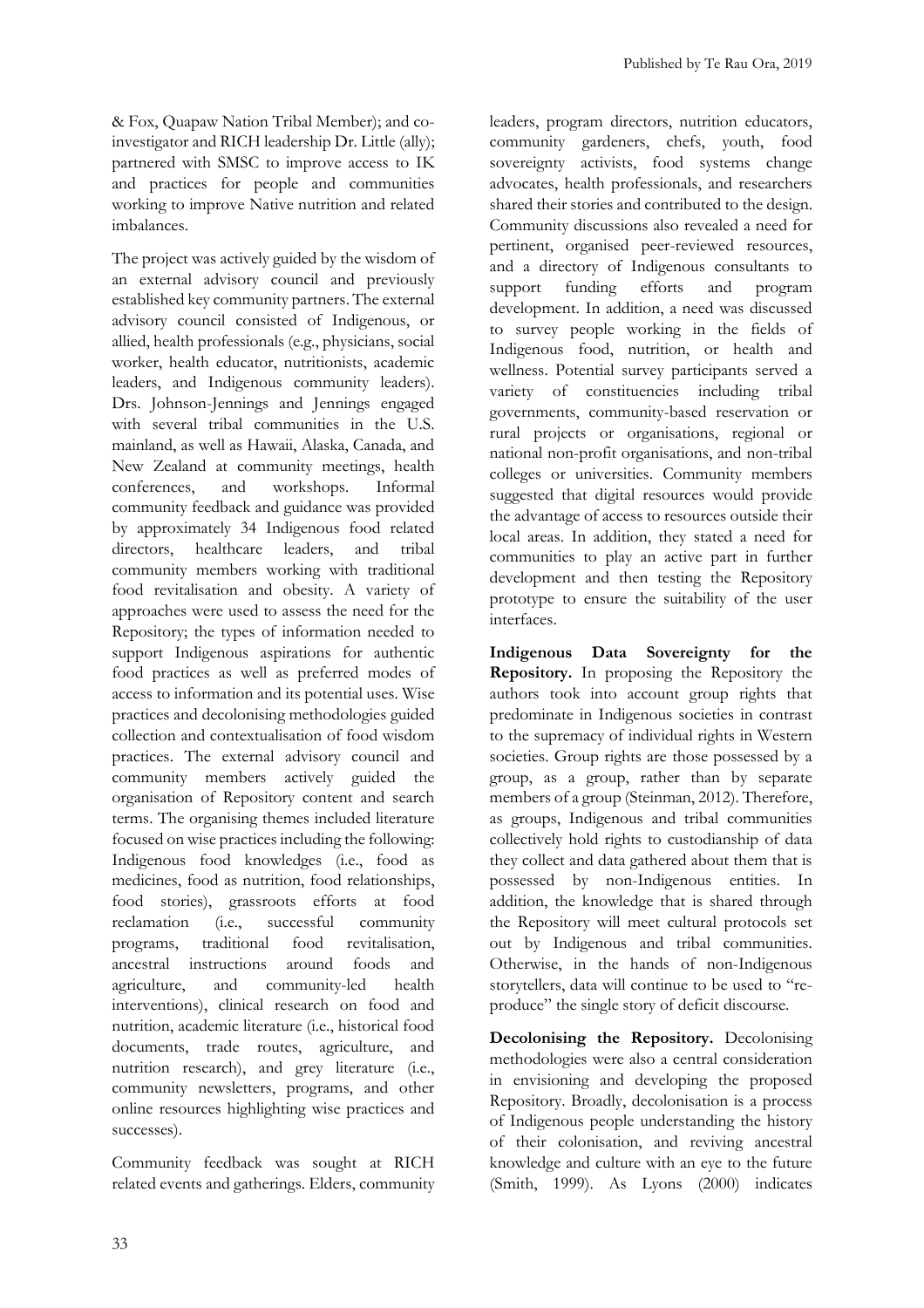& Fox, Quapaw Nation Tribal Member); and co-investigator and RICH leadership Dr. Little (ally); partnered with SMSC to improve access to IK and practices for people and communities working to improve Native nutrition and related imbalances.

The project was actively guided by the wisdom of an external advisory council and previously established key community partners. The external advisory council consisted of Indigenous, or allied, health professionals (e.g., physicians, social worker, health educator, nutritionists, academic leaders, and Indigenous community leaders). Drs. Johnson-Jennings and Jennings engaged with several tribal communities in the U.S. mainland, as well as Hawaii, Alaska, Canada, and New Zealand at community meetings, health conferences, and workshops. Informal community feedback and guidance was provided by approximately 34 Indigenous food related directors, healthcare leaders, and tribal community members working with traditional food revitalisation and obesity. A variety of approaches were used to assess the need for the Repository; the types of information needed to support Indigenous aspirations for authentic food practices as well as preferred modes of access to information and its potential uses. Wise practices and decolonising methodologies guided collection and contextualisation of food wisdom practices. The external advisory council and community members actively guided the organisation of Repository content and search terms. The organising themes included literature focused on wise practices including the following: Indigenous food knowledges (i.e., food as medicines, food as nutrition, food relationships, food stories), grassroots efforts at food reclamation (i.e., successful community programs, traditional food revitalisation, ancestral instructions around foods and agriculture, and community-led health interventions), clinical research on food and nutrition, academic literature (i.e., historical food documents, trade routes, agriculture, and nutrition research), and grey literature (i.e., community newsletters, programs, and other online resources highlighting wise practices and successes).

Community feedback was sought at RICH related events and gatherings. Elders, community leaders, program directors, nutrition educators, community gardeners, chefs, youth, food sovereignty activists, food systems change advocates, health professionals, and researchers shared their stories and contributed to the design. Community discussions also revealed a need for pertinent, organised peer-reviewed resources, and a directory of Indigenous consultants to support funding efforts and program development. In addition, a need was discussed to survey people working in the fields of Indigenous food, nutrition, or health and wellness. Potential survey participants served a variety of constituencies including tribal governments, community-based reservation or rural projects or organisations, regional or national non-profit organisations, and non-tribal colleges or universities. Community members suggested that digital resources would provide the advantage of access to resources outside their local areas. In addition, they stated a need for communities to play an active part in further development and then testing the Repository prototype to ensure the suitability of the user interfaces.

**Indigenous Data Sovereignty for the Repository.** In proposing the Repository the authors took into account group rights that predominate in Indigenous societies in contrast to the supremacy of individual rights in Western societies. Group rights are those possessed by a group, as a group, rather than by separate members of a group (Steinman, 2012). Therefore, as groups, Indigenous and tribal communities collectively hold rights to custodianship of data they collect and data gathered about them that is possessed by non-Indigenous entities. In addition, the knowledge that is shared through the Repository will meet cultural protocols set out by Indigenous and tribal communities. Otherwise, in the hands of non-Indigenous storytellers, data will continue to be used to "re-produce" the single story of deficit discourse.

**Decolonising the Repository.** Decolonising methodologies were also a central consideration in envisioning and developing the proposed Repository. Broadly, decolonisation is a process of Indigenous people understanding the history of their colonisation, and reviving ancestral knowledge and culture with an eye to the future (Smith, 1999). As Lyons (2000) indicates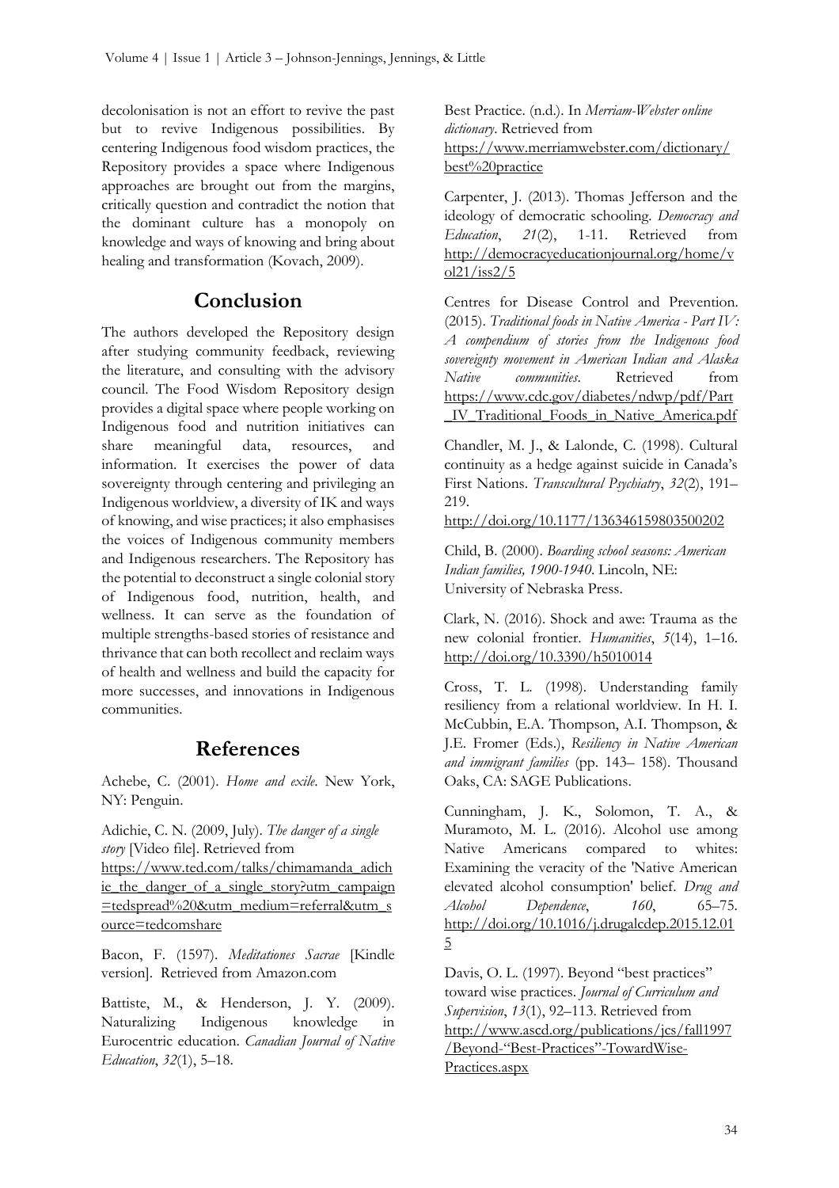decolonisation is not an effort to revive the past but to revive Indigenous possibilities. By centering Indigenous food wisdom practices, the Repository provides a space where Indigenous approaches are brought out from the margins, critically question and contradict the notion that the dominant culture has a monopoly on knowledge and ways of knowing and bring about healing and transformation (Kovach, 2009).

## Conclusion

The authors developed the Repository design after studying community feedback, reviewing the literature, and consulting with the advisory council. The Food Wisdom Repository design provides a digital space where people working on Indigenous food and nutrition initiatives can share meaningful data, resources, and information. It exercises the power of data sovereignty through centering and privileging an Indigenous worldview, a diversity of IK and ways of knowing, and wise practices; it also emphasises the voices of Indigenous community members and Indigenous researchers. The Repository has the potential to deconstruct a single colonial story of Indigenous food, nutrition, health, and wellness. It can serve as the foundation of multiple strengths-based stories of resistance and thrivance that can both recollect and reclaim ways of health and wellness and build the capacity for more successes, and innovations in Indigenous communities.

## References

Achebe, C. (2001). *Home and exile*. New York, NY: Penguin.

Adichie, C. N. (2009, July). *The danger of a single story* [Video file]. Retrieved from https://www.ted.com/talks/chimamanda_adichie_the_danger_of_a_single_story?utm_campaign=tedspread%20&utm_medium=referral&utm_source=tedcomshare

Bacon, F. (1597). *Meditationes Sacrae* [Kindle version]. Retrieved from Amazon.com

Battiste, M., & Henderson, J. Y. (2009). Naturalizing Indigenous knowledge in Eurocentric education. *Canadian Journal of Native Education*, *32*(1), 5–18.

Best Practice. (n.d.). In *Merriam-Webster online dictionary*. Retrieved from https://www.merriamwebster.com/dictionary/best%20practice

Carpenter, J. (2013). Thomas Jefferson and the ideology of democratic schooling. *Democracy and Education*, *21*(2), 1-11. Retrieved from http://democracyeducationjournal.org/home/vol21/iss2/5

Centres for Disease Control and Prevention. (2015). *Traditional foods in Native America - Part IV: A compendium of stories from the Indigenous food sovereignty movement in American Indian and Alaska Native communities*. Retrieved from https://www.cdc.gov/diabetes/ndwp/pdf/Part_IV_Traditional_Foods_in_Native_America.pdf

Chandler, M. J., & Lalonde, C. (1998). Cultural continuity as a hedge against suicide in Canada's First Nations. *Transcultural Psychiatry*, *32*(2), 191–219. http://doi.org/10.1177/136346159803500202

Child, B. (2000). *Boarding school seasons: American Indian families, 1900-1940*. Lincoln, NE: University of Nebraska Press.

Clark, N. (2016). Shock and awe: Trauma as the new colonial frontier. *Humanities*, *5*(14), 1–16. http://doi.org/10.3390/h5010014

Cross, T. L. (1998). Understanding family resiliency from a relational worldview. In H. I. McCubbin, E.A. Thompson, A.I. Thompson, & J.E. Fromer (Eds.), *Resiliency in Native American and immigrant families* (pp. 143– 158). Thousand Oaks, CA: SAGE Publications.

Cunningham, J. K., Solomon, T. A., & Muramoto, M. L. (2016). Alcohol use among Native Americans compared to whites: Examining the veracity of the 'Native American elevated alcohol consumption' belief. *Drug and Alcohol Dependence*, *160*, 65–75. http://doi.org/10.1016/j.drugalcdep.2015.12.015

Davis, O. L. (1997). Beyond "best practices" toward wise practices. *Journal of Curriculum and Supervision*, *13*(1), 92–113. Retrieved from http://www.ascd.org/publications/jcs/fall1997/Beyond-"Best-Practices"-TowardWise-Practices.aspx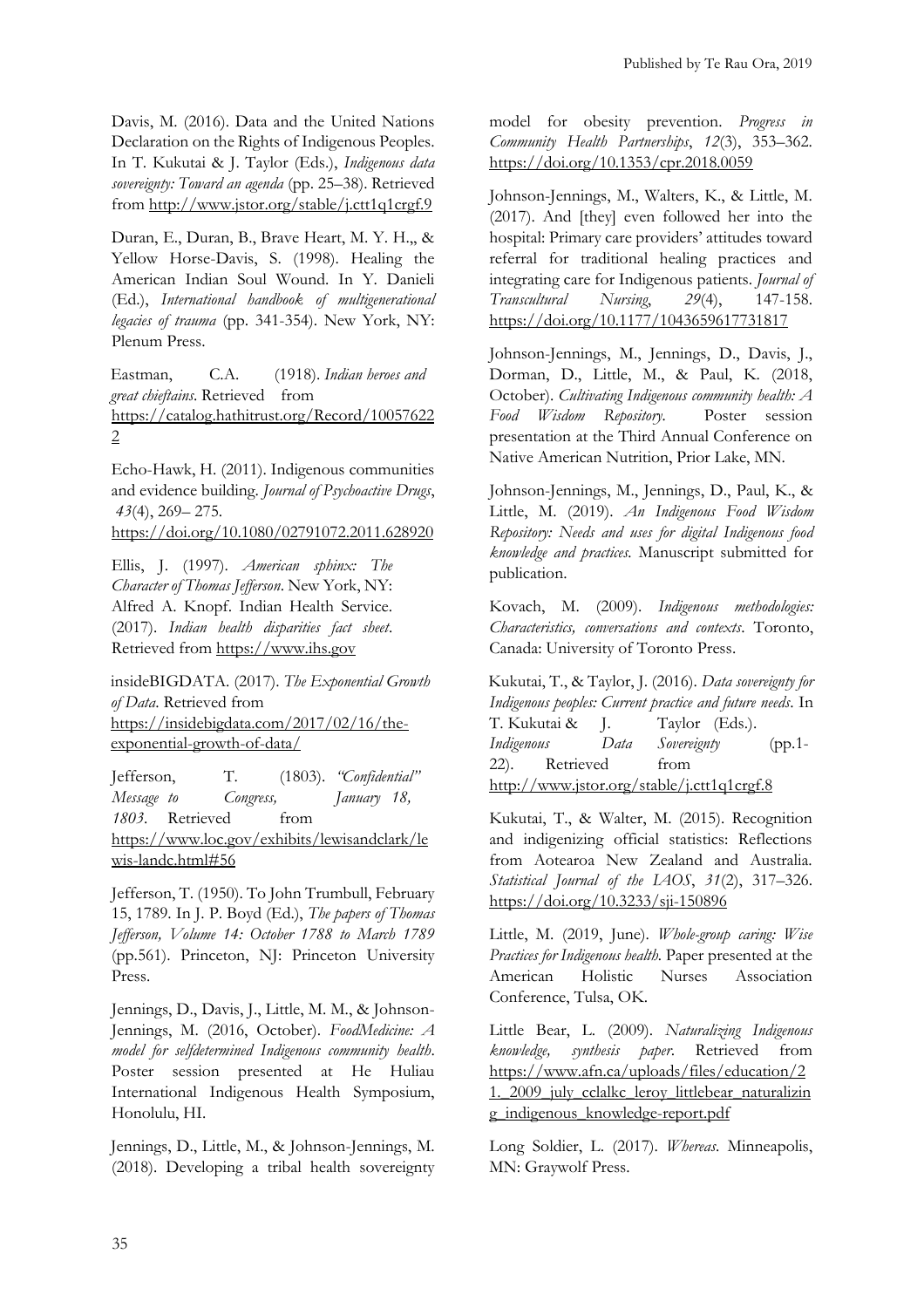Davis, M. (2016). Data and the United Nations Declaration on the Rights of Indigenous Peoples. In T. Kukutai & J. Taylor (Eds.), *Indigenous data sovereignty: Toward an agenda* (pp. 25–38). Retrieved from http://www.jstor.org/stable/j.ctt1q1crgf.9

Duran, E., Duran, B., Brave Heart, M. Y. H.,, & Yellow Horse-Davis, S. (1998). Healing the American Indian Soul Wound. In Y. Danieli (Ed.), *International handbook of multigenerational legacies of trauma* (pp. 341-354). New York, NY: Plenum Press.

Eastman, C.A. (1918). *Indian heroes and great chieftains*. Retrieved from https://catalog.hathitrust.org/Record/100576222

Echo-Hawk, H. (2011). Indigenous communities and evidence building. *Journal of Psychoactive Drugs*, *43*(4), 269– 275. https://doi.org/10.1080/02791072.2011.628920

Ellis, J. (1997). *American sphinx: The Character of Thomas Jefferson*. New York, NY: Alfred A. Knopf. Indian Health Service. (2017). *Indian health disparities fact sheet*. Retrieved from https://www.ihs.gov

insideBIGDATA. (2017). *The Exponential Growth of Data*. Retrieved from https://insidebigdata.com/2017/02/16/the-exponential-growth-of-data/

Jefferson, T. (1803). *"Confidential" Message to Congress, January 18, 1803*. Retrieved from https://www.loc.gov/exhibits/lewisandclark/lewis-landc.html#56

Jefferson, T. (1950). To John Trumbull, February 15, 1789. In J. P. Boyd (Ed.), *The papers of Thomas Jefferson, Volume 14: October 1788 to March 1789* (pp.561). Princeton, NJ: Princeton University Press.

Jennings, D., Davis, J., Little, M. M., & Johnson-Jennings, M. (2016, October). *FoodMedicine: A model for selfdetermined Indigenous community health*. Poster session presented at He Huliau International Indigenous Health Symposium, Honolulu, HI.

Jennings, D., Little, M., & Johnson-Jennings, M. (2018). Developing a tribal health sovereignty model for obesity prevention. *Progress in Community Health Partnerships*, *12*(3), 353–362. https://doi.org/10.1353/cpr.2018.0059

Johnson-Jennings, M., Walters, K., & Little, M. (2017). And [they] even followed her into the hospital: Primary care providers' attitudes toward referral for traditional healing practices and integrating care for Indigenous patients. *Journal of Transcultural Nursing*, *29*(4), 147-158. https://doi.org/10.1177/1043659617731817

Johnson-Jennings, M., Jennings, D., Davis, J., Dorman, D., Little, M., & Paul, K. (2018, October). *Cultivating Indigenous community health: A Food Wisdom Repository*. Poster session presentation at the Third Annual Conference on Native American Nutrition, Prior Lake, MN.

Johnson-Jennings, M., Jennings, D., Paul, K., & Little, M. (2019). *An Indigenous Food Wisdom Repository: Needs and uses for digital Indigenous food knowledge and practices*. Manuscript submitted for publication.

Kovach, M. (2009). *Indigenous methodologies: Characteristics, conversations and contexts*. Toronto, Canada: University of Toronto Press.

Kukutai, T., & Taylor, J. (2016). *Data sovereignty for Indigenous peoples: Current practice and future needs*. In T. Kukutai & J. Taylor (Eds.). *Indigenous Data Sovereignty* (pp.1-22). Retrieved from http://www.jstor.org/stable/j.ctt1q1crgf.8

Kukutai, T., & Walter, M. (2015). Recognition and indigenizing official statistics: Reflections from Aotearoa New Zealand and Australia. *Statistical Journal of the IAOS*, *31*(2), 317–326. https://doi.org/10.3233/sji-150896

Little, M. (2019, June). *Whole-group caring: Wise Practices for Indigenous health*. Paper presented at the American Holistic Nurses Association Conference, Tulsa, OK.

Little Bear, L. (2009). *Naturalizing Indigenous knowledge, synthesis paper*. Retrieved from https://www.afn.ca/uploads/files/education/21._2009_july_cclalkc_leroy_littlebear_naturalizing_indigenous_knowledge-report.pdf

Long Soldier, L. (2017). *Whereas*. Minneapolis, MN: Graywolf Press.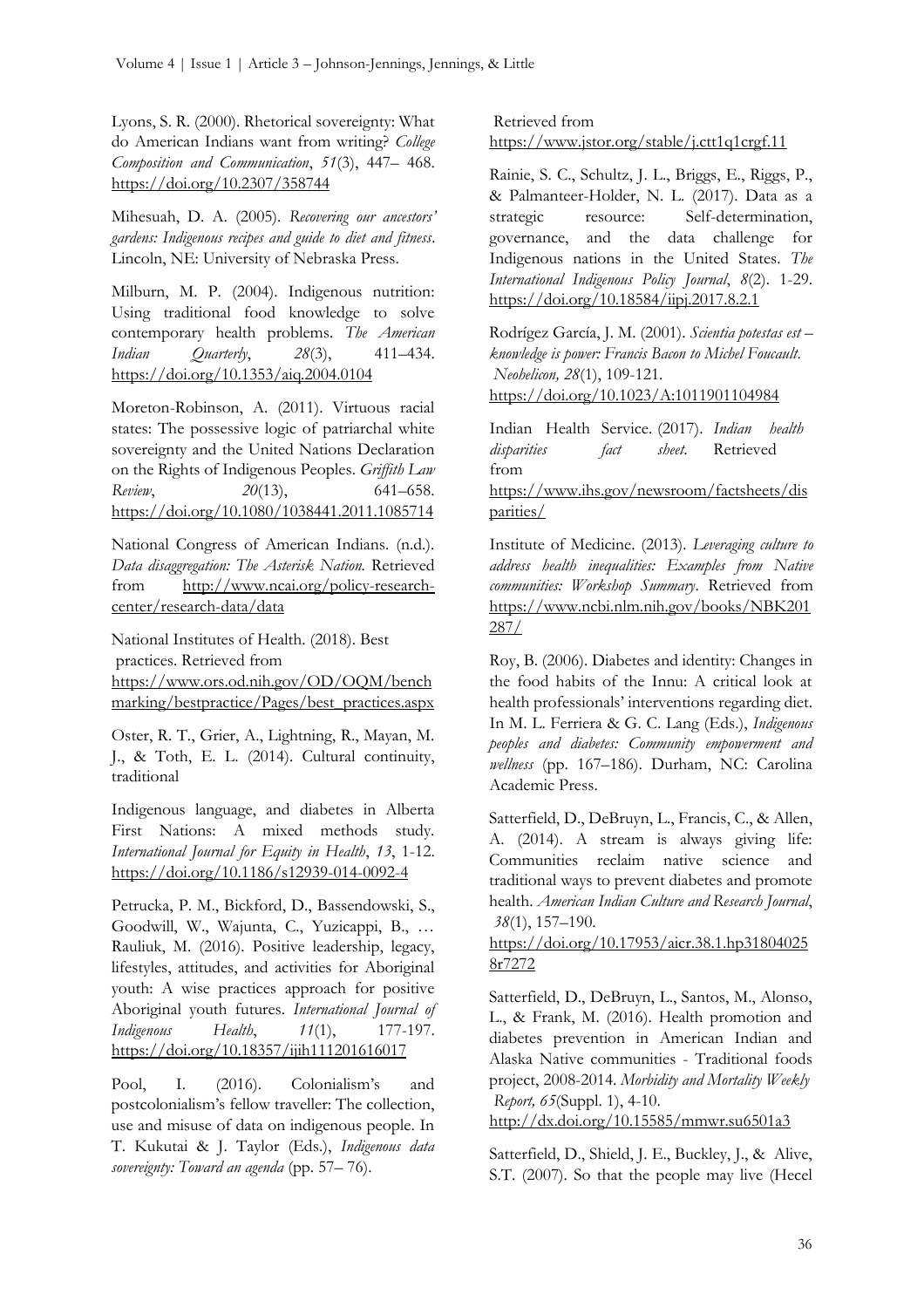Lyons, S. R. (2000). Rhetorical sovereignty: What do American Indians want from writing? *College Composition and Communication*, *51*(3), 447– 468. https://doi.org/10.2307/358744

Mihesuah, D. A. (2005). *Recovering our ancestors' gardens: Indigenous recipes and guide to diet and fitness*. Lincoln, NE: University of Nebraska Press.

Milburn, M. P. (2004). Indigenous nutrition: Using traditional food knowledge to solve contemporary health problems. *The American Indian Quarterly*, *28*(3), 411–434. https://doi.org/10.1353/aiq.2004.0104

Moreton-Robinson, A. (2011). Virtuous racial states: The possessive logic of patriarchal white sovereignty and the United Nations Declaration on the Rights of Indigenous Peoples. *Griffith Law Review*, *20*(13), 641–658. https://doi.org/10.1080/1038441.2011.1085714

National Congress of American Indians. (n.d.). *Data disaggregation: The Asterisk Nation.* Retrieved from http://www.ncai.org/policy-research-center/research-data/data

National Institutes of Health. (2018). Best practices. Retrieved from https://www.ors.od.nih.gov/OD/OQM/benchmarking/bestpractice/Pages/best_practices.aspx

Oster, R. T., Grier, A., Lightning, R., Mayan, M. J., & Toth, E. L. (2014). Cultural continuity, traditional

Indigenous language, and diabetes in Alberta First Nations: A mixed methods study. *International Journal for Equity in Health*, *13*, 1-12. https://doi.org/10.1186/s12939-014-0092-4

Petrucka, P. M., Bickford, D., Bassendowski, S., Goodwill, W., Wajunta, C., Yuzicappi, B., … Rauliuk, M. (2016). Positive leadership, legacy, lifestyles, attitudes, and activities for Aboriginal youth: A wise practices approach for positive Aboriginal youth futures. *International Journal of Indigenous Health*, *11*(1), 177-197. https://doi.org/10.18357/ijih111201616017

Pool, I. (2016). Colonialism's and postcolonialism's fellow traveller: The collection, use and misuse of data on indigenous people. In T. Kukutai & J. Taylor (Eds.), *Indigenous data sovereignty: Toward an agenda* (pp. 57– 76). Retrieved from https://www.jstor.org/stable/j.ctt1q1crgf.11

Rainie, S. C., Schultz, J. L., Briggs, E., Riggs, P., & Palmanteer-Holder, N. L. (2017). Data as a strategic resource: Self-determination, governance, and the data challenge for Indigenous nations in the United States. *The International Indigenous Policy Journal*, *8*(2). 1-29. https://doi.org/10.18584/iipj.2017.8.2.1

Rodrígez García, J. M. (2001). *Scientia potestas est – knowledge is power: Francis Bacon to Michel Foucault*. *Neohelicon, 28*(1), 109-121. https://doi.org/10.1023/A:1011901104984

Indian Health Service. (2017). *Indian health disparities fact sheet*. Retrieved from https://www.ihs.gov/newsroom/factsheets/disparities/

Institute of Medicine. (2013). *Leveraging culture to address health inequalities: Examples from Native communities: Workshop Summary*. Retrieved from https://www.ncbi.nlm.nih.gov/books/NBK201287/

Roy, B. (2006). Diabetes and identity: Changes in the food habits of the Innu: A critical look at health professionals' interventions regarding diet. In M. L. Ferriera & G. C. Lang (Eds.), *Indigenous peoples and diabetes: Community empowerment and wellness* (pp. 167–186). Durham, NC: Carolina Academic Press.

Satterfield, D., DeBruyn, L., Francis, C., & Allen, A. (2014). A stream is always giving life: Communities reclaim native science and traditional ways to prevent diabetes and promote health. *American Indian Culture and Research Journal*, *38*(1), 157–190. https://doi.org/10.17953/aicr.38.1.hp318040258r7272

Satterfield, D., DeBruyn, L., Santos, M., Alonso, L., & Frank, M. (2016). Health promotion and diabetes prevention in American Indian and Alaska Native communities - Traditional foods project, 2008-2014. *Morbidity and Mortality Weekly Report, 65*(Suppl. 1), 4-10. http://dx.doi.org/10.15585/mmwr.su6501a3

Satterfield, D., Shield, J. E., Buckley, J., & Alive, S.T. (2007). So that the people may live (Hecel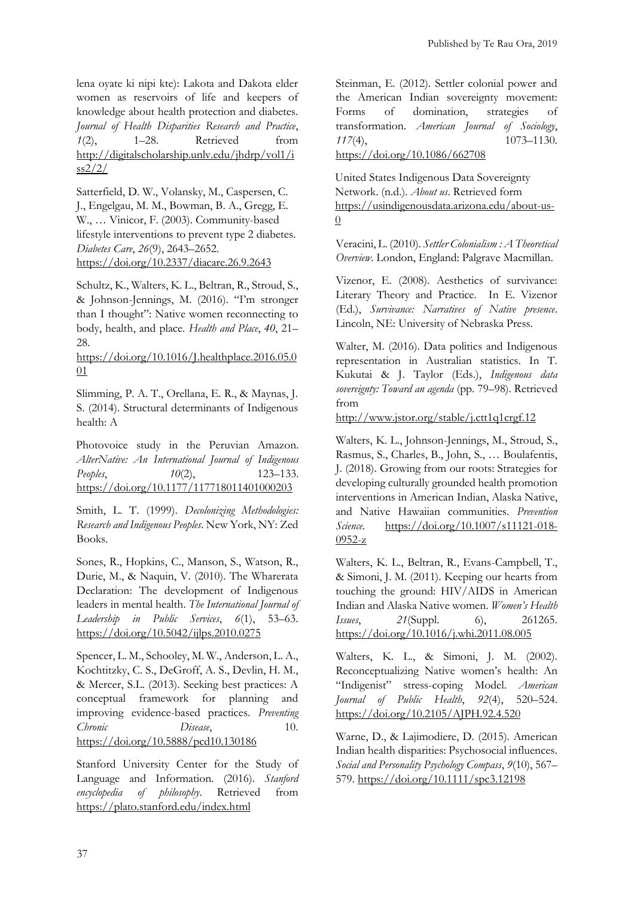lena oyate ki nipi kte): Lakota and Dakota elder women as reservoirs of life and keepers of knowledge about health protection and diabetes. *Journal of Health Disparities Research and Practice*, *1*(2), 1–28. Retrieved from http://digitalscholarship.unlv.edu/jhdrp/vol1/iss2/2/

Satterfield, D. W., Volansky, M., Caspersen, C. J., Engelgau, M. M., Bowman, B. A., Gregg, E. W., … Vinicor, F. (2003). Community-based lifestyle interventions to prevent type 2 diabetes. *Diabetes Care*, *26*(9), 2643–2652. https://doi.org/10.2337/diacare.26.9.2643

Schultz, K., Walters, K. L., Beltran, R., Stroud, S., & Johnson-Jennings, M. (2016). "I'm stronger than I thought": Native women reconnecting to body, health, and place. *Health and Place*, *40*, 21–28. https://doi.org/10.1016/J.healthplace.2016.05.001

Slimming, P. A. T., Orellana, E. R., & Maynas, J. S. (2014). Structural determinants of Indigenous health: A

Photovoice study in the Peruvian Amazon. *AlterNative: An International Journal of Indigenous Peoples*, *10*(2), 123–133. https://doi.org/10.1177/117718011401000203

Smith, L. T. (1999). *Decolonizing Methodologies: Research and Indigenous Peoples*. New York, NY: Zed Books.

Sones, R., Hopkins, C., Manson, S., Watson, R., Durie, M., & Naquin, V. (2010). The Wharerata Declaration: The development of Indigenous leaders in mental health. *The International Journal of Leadership in Public Services*, *6*(1), 53–63. https://doi.org/10.5042/ijlps.2010.0275

Spencer, L. M., Schooley, M. W., Anderson, L. A., Kochtitzky, C. S., DeGroff, A. S., Devlin, H. M., & Mercer, S.L. (2013). Seeking best practices: A conceptual framework for planning and improving evidence-based practices. *Preventing Chronic Disease*, 10. https://doi.org/10.5888/pcd10.130186

Stanford University Center for the Study of Language and Information. (2016). *Stanford encyclopedia of philosophy*. Retrieved from https://plato.stanford.edu/index.html

Steinman, E. (2012). Settler colonial power and the American Indian sovereignty movement: Forms of domination, strategies of transformation. *American Journal of Sociology*, *117*(4), 1073–1130. https://doi.org/10.1086/662708

United States Indigenous Data Sovereignty Network. (n.d.). *About us*. Retrieved form https://usindigenousdata.arizona.edu/about-us-0

Veracini, L. (2010). *Settler Colonialism : A Theoretical Overview*. London, England: Palgrave Macmillan.

Vizenor, E. (2008). Aesthetics of survivance: Literary Theory and Practice. In E. Vizenor (Ed.), *Survivance: Narratives of Native presence*. Lincoln, NE: University of Nebraska Press.

Walter, M. (2016). Data politics and Indigenous representation in Australian statistics. In T. Kukutai & J. Taylor (Eds.), *Indigenous data sovereignty: Toward an agenda* (pp. 79–98). Retrieved from http://www.jstor.org/stable/j.ctt1q1crgf.12

Walters, K. L., Johnson-Jennings, M., Stroud, S., Rasmus, S., Charles, B., John, S., … Boulafentis, J. (2018). Growing from our roots: Strategies for developing culturally grounded health promotion interventions in American Indian, Alaska Native, and Native Hawaiian communities. *Prevention Science*. https://doi.org/10.1007/s11121-018-0952-z

Walters, K. L., Beltran, R., Evans-Campbell, T., & Simoni, J. M. (2011). Keeping our hearts from touching the ground: HIV/AIDS in American Indian and Alaska Native women. *Women's Health Issues*, *21*(Suppl. 6), 261265. https://doi.org/10.1016/j.whi.2011.08.005

Walters, K. L., & Simoni, J. M. (2002). Reconceptualizing Native women's health: An "Indigenist" stress-coping Model. *American Journal of Public Health*, *92*(4), 520–524. https://doi.org/10.2105/AJPH.92.4.520

Warne, D., & Lajimodiere, D. (2015). American Indian health disparities: Psychosocial influences. *Social and Personality Psychology Compass*, *9*(10), 567–579. https://doi.org/10.1111/spc3.12198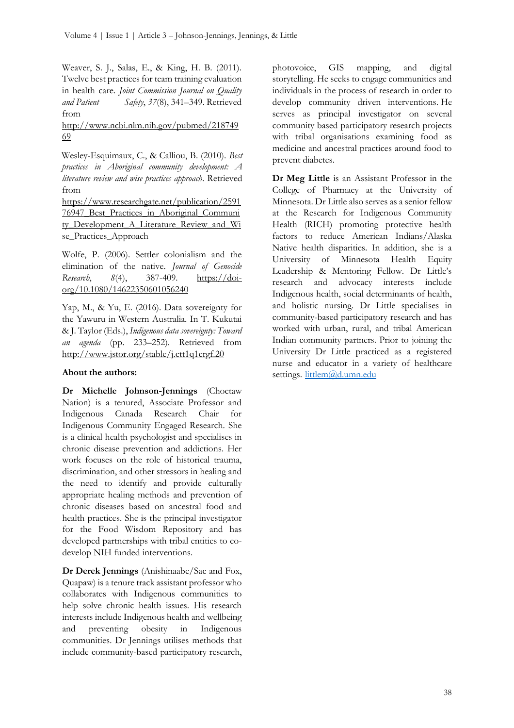Weaver, S. J., Salas, E., & King, H. B. (2011). Twelve best practices for team training evaluation in health care. *Joint Commission Journal on Quality and Patient Safety*, *37*(8), 341–349. Retrieved from http://www.ncbi.nlm.nih.gov/pubmed/21874969

Wesley-Esquimaux, C., & Calliou, B. (2010). *Best practices in Aboriginal community development: A literature review and wise practices approach*. Retrieved from https://www.researchgate.net/publication/259176947_Best_Practices_in_Aboriginal_Community_Development_A_Literature_Review_and_Wise_Practices_Approach

Wolfe, P. (2006). Settler colonialism and the elimination of the native. *Journal of Genocide Research*, *8*(4), 387-409. https://doi-org/10.1080/14622350601056240

Yap, M., & Yu, E. (2016). Data sovereignty for the Yawuru in Western Australia. In T. Kukutai & J. Taylor (Eds.), *Indigenous data sovereignty: Toward an agenda* (pp. 233–252). Retrieved from http://www.jstor.org/stable/j.ctt1q1crgf.20

**About the authors:**

**Dr Michelle Johnson-Jennings** (Choctaw Nation) is a tenured, Associate Professor and Indigenous Canada Research Chair for Indigenous Community Engaged Research. She is a clinical health psychologist and specialises in chronic disease prevention and addictions. Her work focuses on the role of historical trauma, discrimination, and other stressors in healing and the need to identify and provide culturally appropriate healing methods and prevention of chronic diseases based on ancestral food and health practices. She is the principal investigator for the Food Wisdom Repository and has developed partnerships with tribal entities to co-develop NIH funded interventions.

**Dr Derek Jennings** (Anishinaabe/Sac and Fox, Quapaw) is a tenure track assistant professor who collaborates with Indigenous communities to help solve chronic health issues. His research interests include Indigenous health and wellbeing and preventing obesity in Indigenous communities. Dr Jennings utilises methods that include community-based participatory research, photovoice, GIS mapping, and digital storytelling. He seeks to engage communities and individuals in the process of research in order to develop community driven interventions. He serves as principal investigator on several community based participatory research projects with tribal organisations examining food as medicine and ancestral practices around food to prevent diabetes.

**Dr Meg Little** is an Assistant Professor in the College of Pharmacy at the University of Minnesota. Dr Little also serves as a senior fellow at the Research for Indigenous Community Health (RICH) promoting protective health factors to reduce American Indians/Alaska Native health disparities. In addition, she is a University of Minnesota Health Equity Leadership & Mentoring Fellow. Dr Little's research and advocacy interests include Indigenous health, social determinants of health, and holistic nursing. Dr Little specialises in community-based participatory research and has worked with urban, rural, and tribal American Indian community partners. Prior to joining the University Dr Little practiced as a registered nurse and educator in a variety of healthcare settings. littlem@d.umn.edu